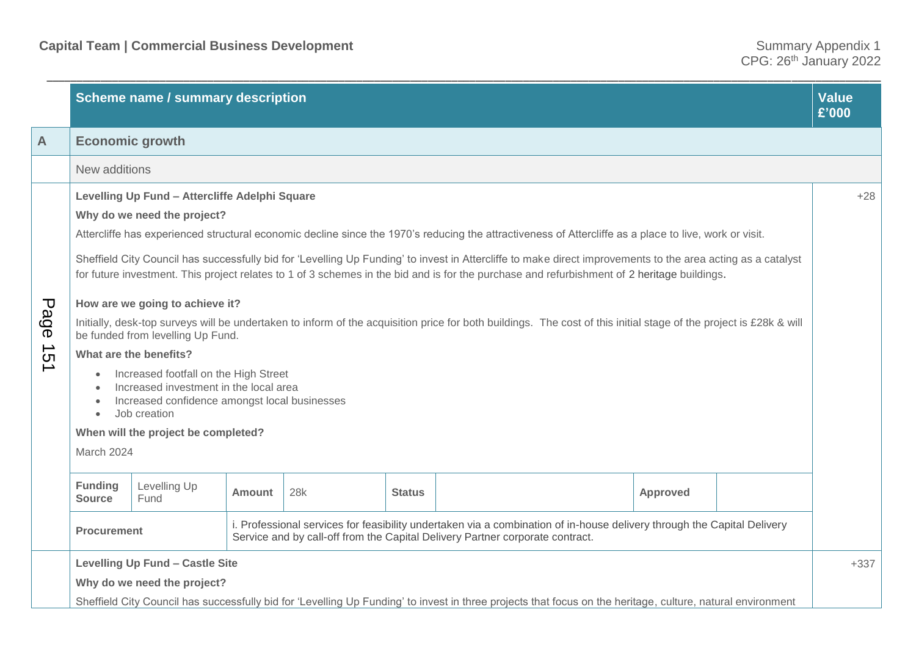| | Scheme name / summary description | Value £'000 |
|---|---|---|
| **A** | **Economic growth** | |
| | New additions | |

### Levelling Up Fund – Attercliffe Adelphi Square

**Value £'000:** +28

**Why do we need the project?**

Attercliffe has experienced structural economic decline since the 1970's reducing the attractiveness of Attercliffe as a place to live, work or visit.

Sheffield City Council has successfully bid for 'Levelling Up Funding' to invest in Attercliffe to make direct improvements to the area acting as a catalyst for future investment. This project relates to 1 of 3 schemes in the bid and is for the purchase and refurbishment of 2 heritage buildings.

**How are we going to achieve it?**

Initially, desk-top surveys will be undertaken to inform of the acquisition price for both buildings. The cost of this initial stage of the project is £28k & will be funded from levelling Up Fund.

**What are the benefits?**

- Increased footfall on the High Street
- Increased investment in the local area
- Increased confidence amongst local businesses
- Job creation

**When will the project be completed?**

March 2024

| Funding Source | Levelling Up Fund | Amount | 28k | Status | | Approved | |
|---|---|---|---|---|---|---|---|
| **Procurement** | | i. Professional services for feasibility undertaken via a combination of in-house delivery through the Capital Delivery Service and by call-off from the Capital Delivery Partner corporate contract. | | | | | |

### Levelling Up Fund – Castle Site

**Value £'000:** +337

**Why do we need the project?**

Sheffield City Council has successfully bid for 'Levelling Up Funding' to invest in three projects that focus on the heritage, culture, natural environment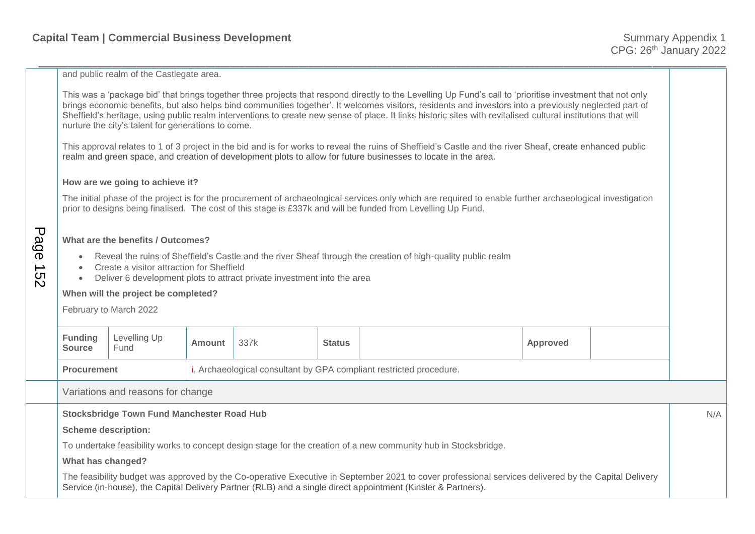and public realm of the Castlegate area.

This was a 'package bid' that brings together three projects that respond directly to the Levelling Up Fund's call to 'prioritise investment that not only brings economic benefits, but also helps bind communities together'. It welcomes visitors, residents and investors into a previously neglected part of Sheffield's heritage, using public realm interventions to create new sense of place. It links historic sites with revitalised cultural institutions that will nurture the city's talent for generations to come.

This approval relates to 1 of 3 project in the bid and is for works to reveal the ruins of Sheffield's Castle and the river Sheaf, create enhanced public realm and green space, and creation of development plots to allow for future businesses to locate in the area.

**How are we going to achieve it?**

The initial phase of the project is for the procurement of archaeological services only which are required to enable further archaeological investigation prior to designs being finalised. The cost of this stage is £337k and will be funded from Levelling Up Fund.

**What are the benefits / Outcomes?**

- Reveal the ruins of Sheffield's Castle and the river Sheaf through the creation of high-quality public realm
- Create a visitor attraction for Sheffield
- Deliver 6 development plots to attract private investment into the area

**When will the project be completed?**

February to March 2022

| Funding Source | Levelling Up Fund | Amount | 337k | Status | | Approved | |
|---|---|---|---|---|---|---|---|
| Procurement | | i. Archaeological consultant by GPA compliant restricted procedure. | | | | | |

Variations and reasons for change

**Stocksbridge Town Fund Manchester Road Hub** — N/A

**Scheme description:**

To undertake feasibility works to concept design stage for the creation of a new community hub in Stocksbridge.

**What has changed?**

The feasibility budget was approved by the Co-operative Executive in September 2021 to cover professional services delivered by the Capital Delivery Service (in-house), the Capital Delivery Partner (RLB) and a single direct appointment (Kinsler & Partners).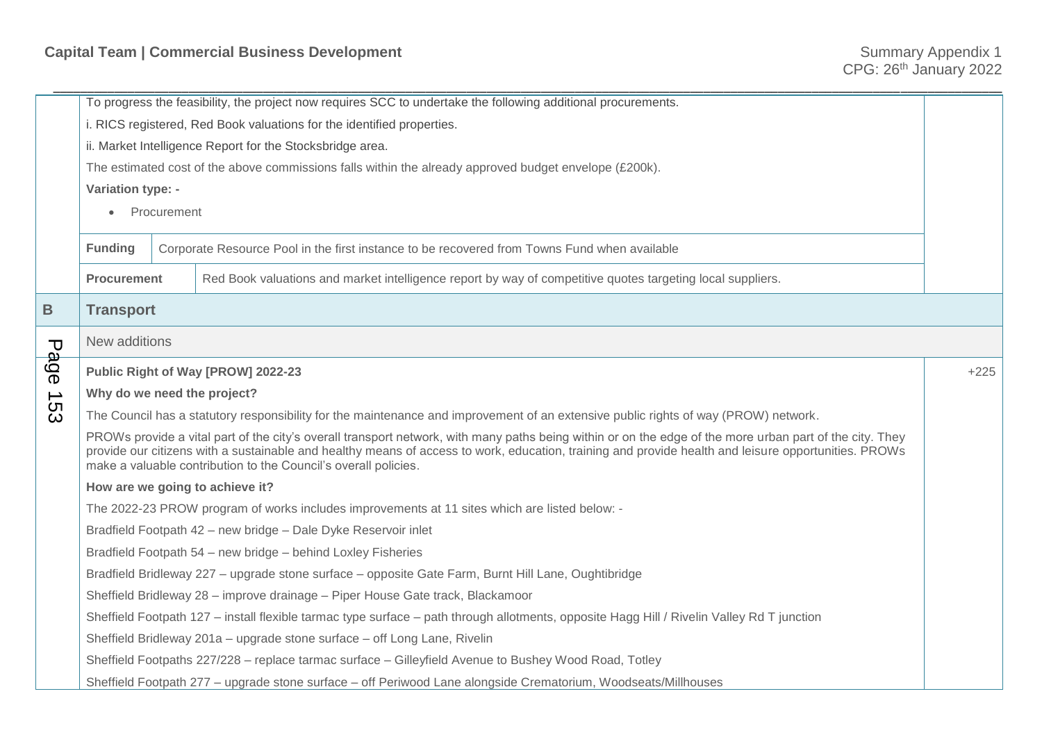To progress the feasibility, the project now requires SCC to undertake the following additional procurements.

i. RICS registered, Red Book valuations for the identified properties.

ii. Market Intelligence Report for the Stocksbridge area.

The estimated cost of the above commissions falls within the already approved budget envelope (£200k).

**Variation type: -**

- Procurement

| | |
|---|---|
| **Funding** | Corporate Resource Pool in the first instance to be recovered from Towns Fund when available |
| **Procurement** | Red Book valuations and market intelligence report by way of competitive quotes targeting local suppliers. |

## B Transport

New additions

**Public Right of Way [PROW] 2022-23** — +225

**Why do we need the project?**

The Council has a statutory responsibility for the maintenance and improvement of an extensive public rights of way (PROW) network.

PROWs provide a vital part of the city's overall transport network, with many paths being within or on the edge of the more urban part of the city. They provide our citizens with a sustainable and healthy means of access to work, education, training and provide health and leisure opportunities. PROWs make a valuable contribution to the Council's overall policies.

**How are we going to achieve it?**

The 2022-23 PROW program of works includes improvements at 11 sites which are listed below: -

Bradfield Footpath 42 – new bridge – Dale Dyke Reservoir inlet

Bradfield Footpath 54 – new bridge – behind Loxley Fisheries

Bradfield Bridleway 227 – upgrade stone surface – opposite Gate Farm, Burnt Hill Lane, Oughtibridge

Sheffield Bridleway 28 – improve drainage – Piper House Gate track, Blackamoor

Sheffield Footpath 127 – install flexible tarmac type surface – path through allotments, opposite Hagg Hill / Rivelin Valley Rd T junction

Sheffield Bridleway 201a – upgrade stone surface – off Long Lane, Rivelin

Sheffield Footpaths 227/228 – replace tarmac surface – Gilleyfield Avenue to Bushey Wood Road, Totley

Sheffield Footpath 277 – upgrade stone surface – off Periwood Lane alongside Crematorium, Woodseats/Millhouses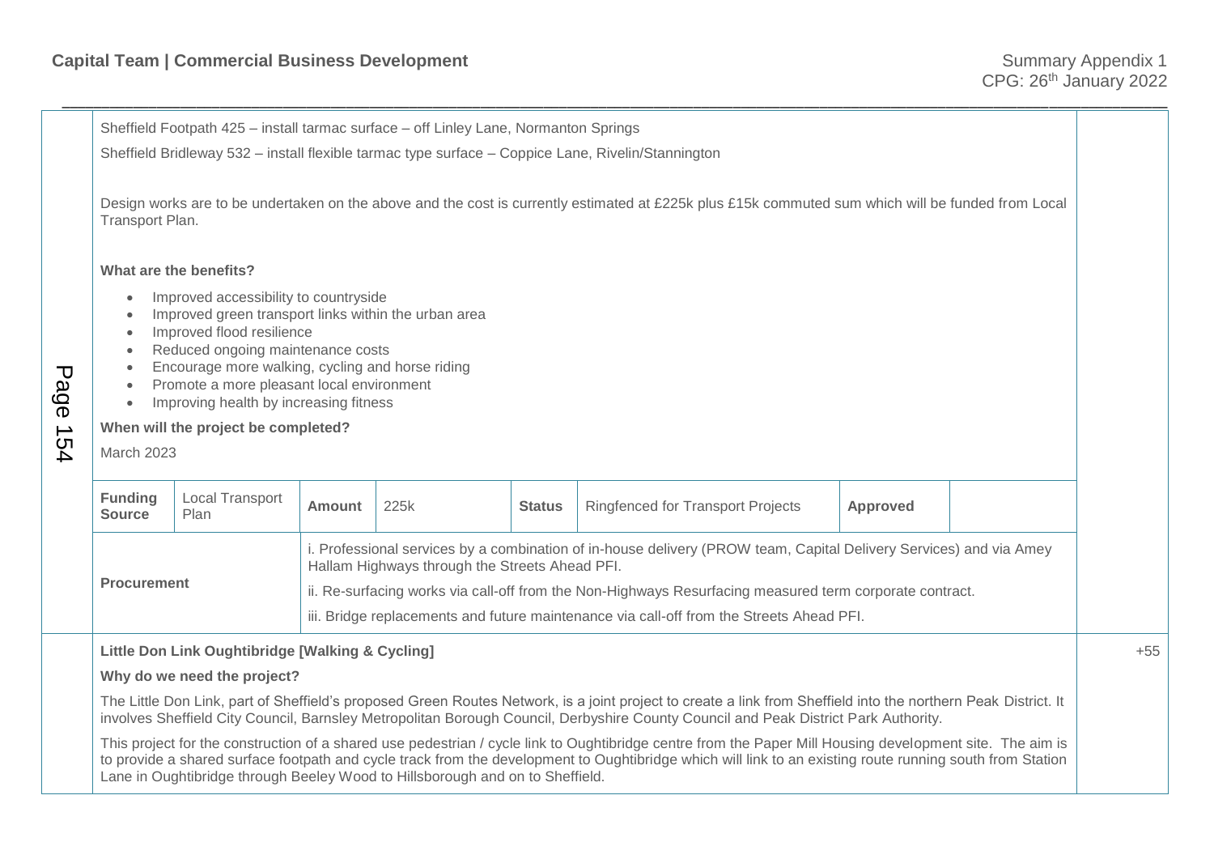Sheffield Footpath 425 – install tarmac surface – off Linley Lane, Normanton Springs

Sheffield Bridleway 532 – install flexible tarmac type surface – Coppice Lane, Rivelin/Stannington

Design works are to be undertaken on the above and the cost is currently estimated at £225k plus £15k commuted sum which will be funded from Local Transport Plan.

**What are the benefits?**

- Improved accessibility to countryside
- Improved green transport links within the urban area
- Improved flood resilience
- Reduced ongoing maintenance costs
- Encourage more walking, cycling and horse riding
- Promote a more pleasant local environment
- Improving health by increasing fitness

**When will the project be completed?**

March 2023

| | | | | | | | |
|---|---|---|---|---|---|---|---|
| **Funding Source** | Local Transport Plan | **Amount** | 225k | **Status** | Ringfenced for Transport Projects | **Approved** | |
| **Procurement** | | i. Professional services by a combination of in-house delivery (PROW team, Capital Delivery Services) and via Amey Hallam Highways through the Streets Ahead PFI.<br>ii. Re-surfacing works via call-off from the Non-Highways Resurfacing measured term corporate contract.<br>iii. Bridge replacements and future maintenance via call-off from the Streets Ahead PFI. | | | | | |

**Little Don Link Oughtibridge [Walking & Cycling]** +55

**Why do we need the project?**

The Little Don Link, part of Sheffield's proposed Green Routes Network, is a joint project to create a link from Sheffield into the northern Peak District. It involves Sheffield City Council, Barnsley Metropolitan Borough Council, Derbyshire County Council and Peak District Park Authority.

This project for the construction of a shared use pedestrian / cycle link to Oughtibridge centre from the Paper Mill Housing development site. The aim is to provide a shared surface footpath and cycle track from the development to Oughtibridge which will link to an existing route running south from Station Lane in Oughtibridge through Beeley Wood to Hillsborough and on to Sheffield.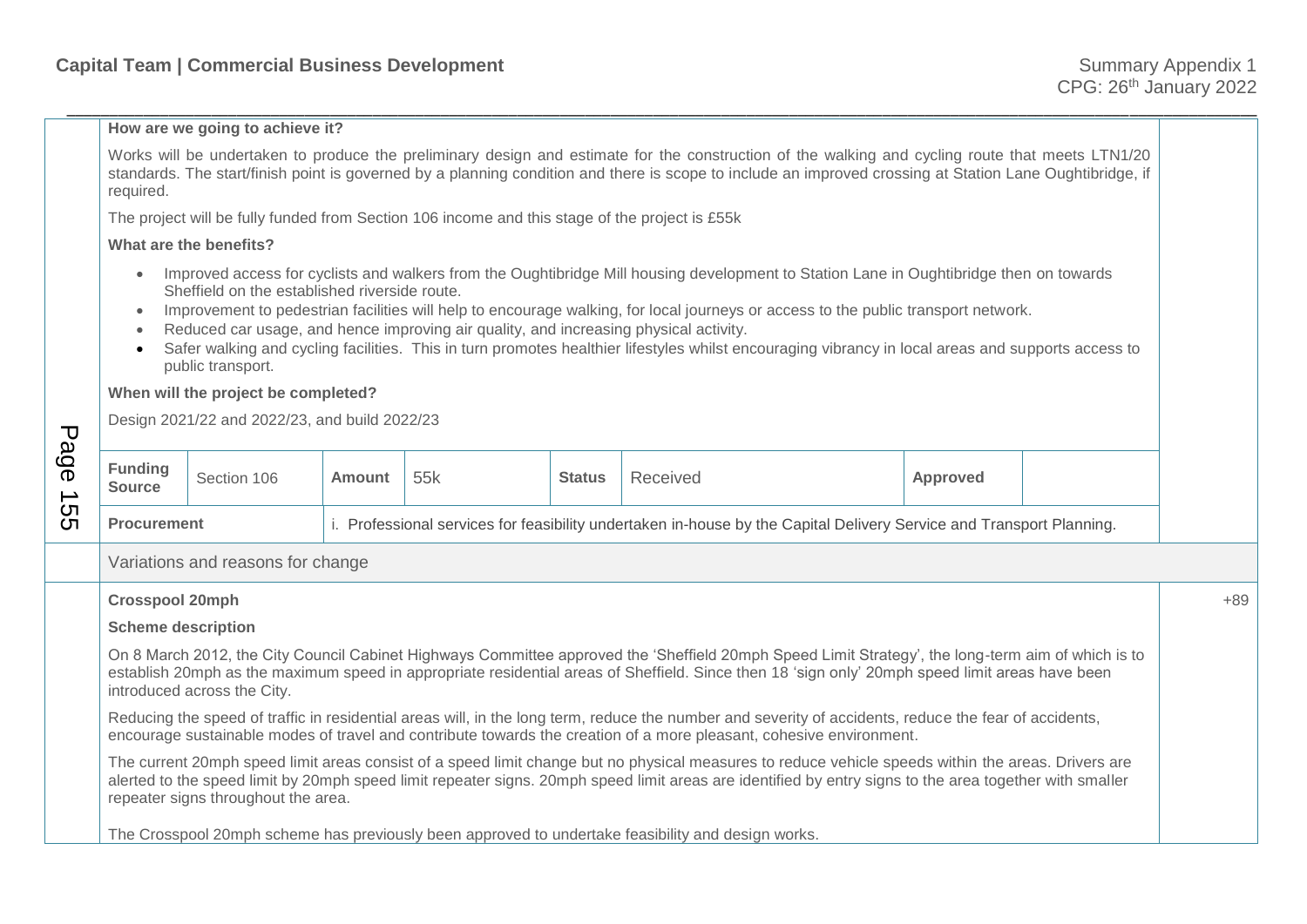**How are we going to achieve it?**

Works will be undertaken to produce the preliminary design and estimate for the construction of the walking and cycling route that meets LTN1/20 standards. The start/finish point is governed by a planning condition and there is scope to include an improved crossing at Station Lane Oughtibridge, if required.

The project will be fully funded from Section 106 income and this stage of the project is £55k

**What are the benefits?**

- Improved access for cyclists and walkers from the Oughtibridge Mill housing development to Station Lane in Oughtibridge then on towards Sheffield on the established riverside route.
- Improvement to pedestrian facilities will help to encourage walking, for local journeys or access to the public transport network.
- Reduced car usage, and hence improving air quality, and increasing physical activity.
- Safer walking and cycling facilities. This in turn promotes healthier lifestyles whilst encouraging vibrancy in local areas and supports access to public transport.

**When will the project be completed?**

Design 2021/22 and 2022/23, and build 2022/23

| | | | | | | | |
|---|---|---|---|---|---|---|---|
| **Funding Source** | Section 106 | **Amount** | 55k | **Status** | Received | **Approved** | |
| **Procurement** | | i. Professional services for feasibility undertaken in-house by the Capital Delivery Service and Transport Planning. | | | | | |

## Variations and reasons for change

**Crosspool 20mph** +89

**Scheme description**

On 8 March 2012, the City Council Cabinet Highways Committee approved the 'Sheffield 20mph Speed Limit Strategy', the long-term aim of which is to establish 20mph as the maximum speed in appropriate residential areas of Sheffield. Since then 18 'sign only' 20mph speed limit areas have been introduced across the City.

Reducing the speed of traffic in residential areas will, in the long term, reduce the number and severity of accidents, reduce the fear of accidents, encourage sustainable modes of travel and contribute towards the creation of a more pleasant, cohesive environment.

The current 20mph speed limit areas consist of a speed limit change but no physical measures to reduce vehicle speeds within the areas. Drivers are alerted to the speed limit by 20mph speed limit repeater signs. 20mph speed limit areas are identified by entry signs to the area together with smaller repeater signs throughout the area.

The Crosspool 20mph scheme has previously been approved to undertake feasibility and design works.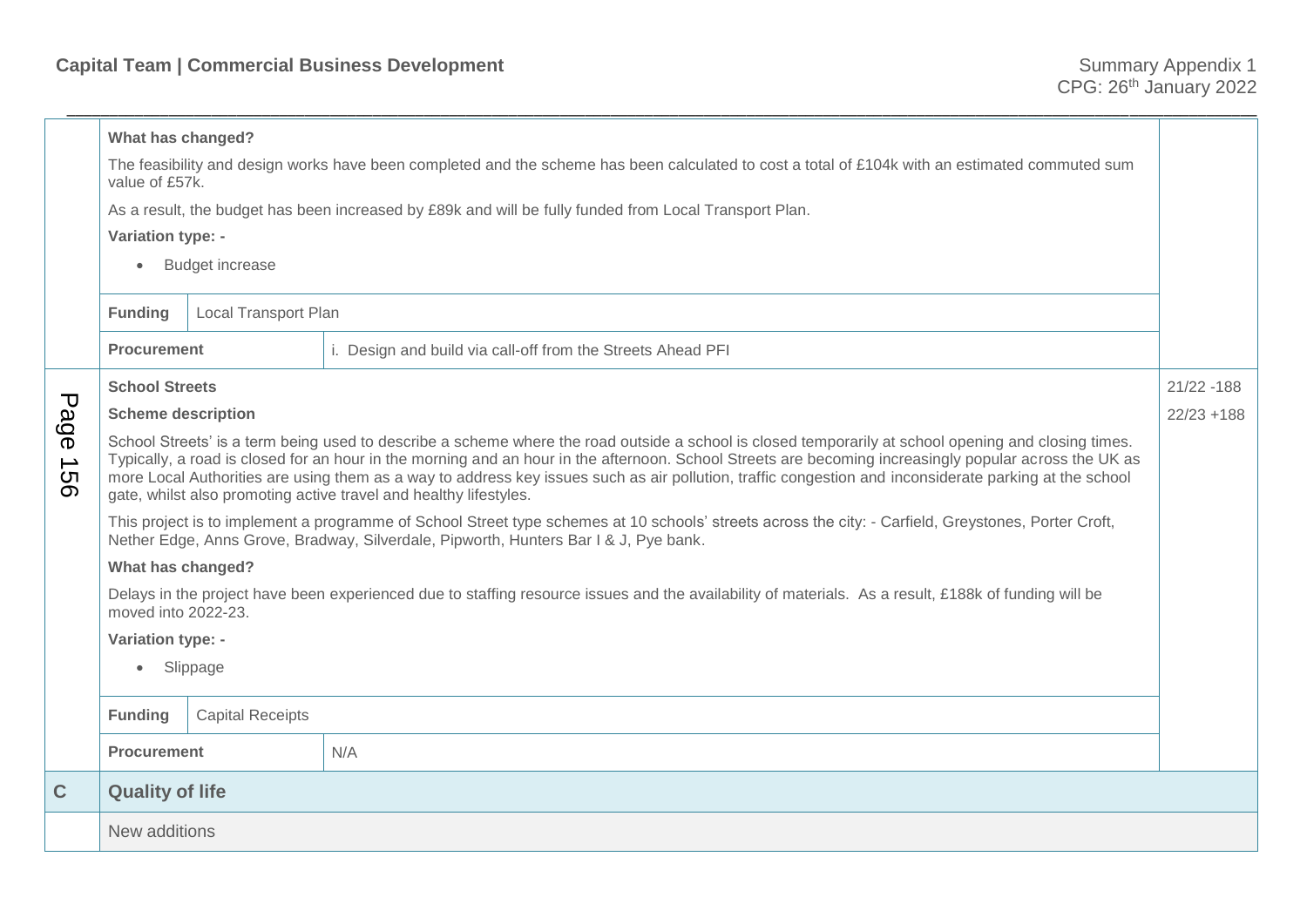**What has changed?**

The feasibility and design works have been completed and the scheme has been calculated to cost a total of £104k with an estimated commuted sum value of £57k.

As a result, the budget has been increased by £89k and will be fully funded from Local Transport Plan.

**Variation type: -**

- Budget increase

| | | |
|---|---|---|
| **Funding** | Local Transport Plan | |
| **Procurement** | | i. Design and build via call-off from the Streets Ahead PFI |

**School Streets**

21/22 -188

22/23 +188

**Scheme description**

School Streets' is a term being used to describe a scheme where the road outside a school is closed temporarily at school opening and closing times. Typically, a road is closed for an hour in the morning and an hour in the afternoon. School Streets are becoming increasingly popular across the UK as more Local Authorities are using them as a way to address key issues such as air pollution, traffic congestion and inconsiderate parking at the school gate, whilst also promoting active travel and healthy lifestyles.

This project is to implement a programme of School Street type schemes at 10 schools' streets across the city: - Carfield, Greystones, Porter Croft, Nether Edge, Anns Grove, Bradway, Silverdale, Pipworth, Hunters Bar I & J, Pye bank.

**What has changed?**

Delays in the project have been experienced due to staffing resource issues and the availability of materials. As a result, £188k of funding will be moved into 2022-23.

**Variation type: -**

- Slippage

| | | |
|---|---|---|
| **Funding** | Capital Receipts | |
| **Procurement** | | N/A |

## C Quality of life

New additions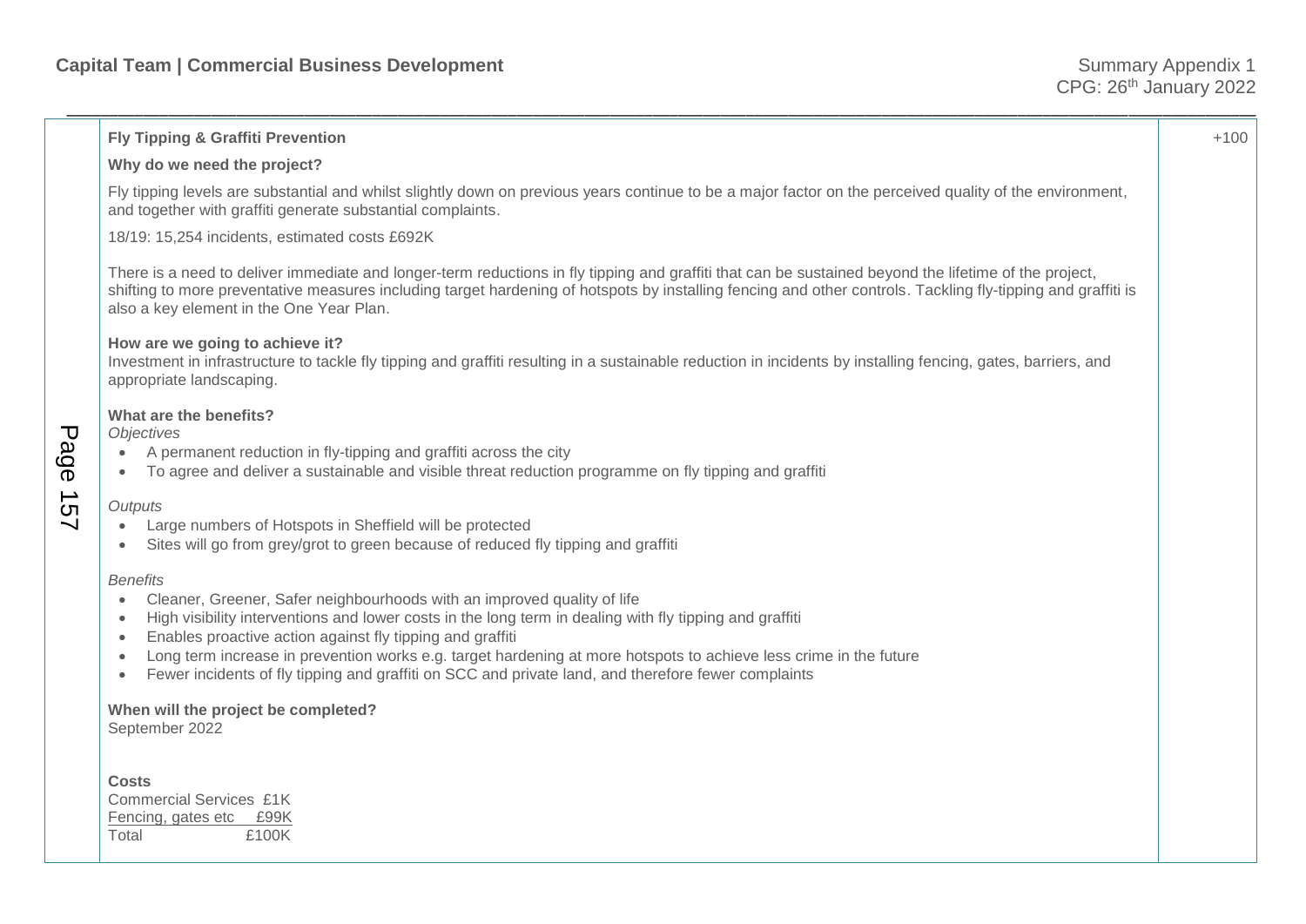**Fly Tipping & Graffiti Prevention** +100

**Why do we need the project?**

Fly tipping levels are substantial and whilst slightly down on previous years continue to be a major factor on the perceived quality of the environment, and together with graffiti generate substantial complaints.

18/19: 15,254 incidents, estimated costs £692K

There is a need to deliver immediate and longer-term reductions in fly tipping and graffiti that can be sustained beyond the lifetime of the project, shifting to more preventative measures including target hardening of hotspots by installing fencing and other controls. Tackling fly-tipping and graffiti is also a key element in the One Year Plan.

**How are we going to achieve it?**

Investment in infrastructure to tackle fly tipping and graffiti resulting in a sustainable reduction in incidents by installing fencing, gates, barriers, and appropriate landscaping.

**What are the benefits?**

*Objectives*

- A permanent reduction in fly-tipping and graffiti across the city
- To agree and deliver a sustainable and visible threat reduction programme on fly tipping and graffiti

*Outputs*

- Large numbers of Hotspots in Sheffield will be protected
- Sites will go from grey/grot to green because of reduced fly tipping and graffiti

*Benefits*

- Cleaner, Greener, Safer neighbourhoods with an improved quality of life
- High visibility interventions and lower costs in the long term in dealing with fly tipping and graffiti
- Enables proactive action against fly tipping and graffiti
- Long term increase in prevention works e.g. target hardening at more hotspots to achieve less crime in the future
- Fewer incidents of fly tipping and graffiti on SCC and private land, and therefore fewer complaints

**When will the project be completed?**

September 2022

**Costs**

| | |
|---|---|
| Commercial Services | £1K |
| Fencing, gates etc | £99K |
| Total | £100K |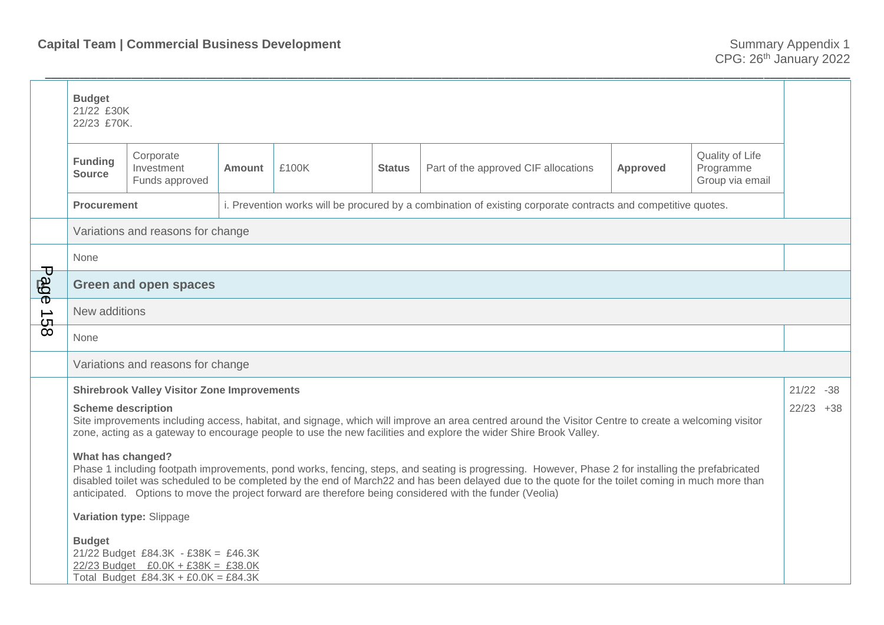**Budget**
21/22 £30K
22/23 £70K.

| | | | | | | | |
|---|---|---|---|---|---|---|---|
| **Funding Source** | Corporate Investment Funds approved | **Amount** | £100K | **Status** | Part of the approved CIF allocations | **Approved** | Quality of Life Programme Group via email |
| **Procurement** | | i. Prevention works will be procured by a combination of existing corporate contracts and competitive quotes. | | | | | |

Variations and reasons for change

None

## Green and open spaces

New additions

None

Variations and reasons for change

**Shirebrook Valley Visitor Zone Improvements**

21/22 -38
22/23 +38

**Scheme description**
Site improvements including access, habitat, and signage, which will improve an area centred around the Visitor Centre to create a welcoming visitor zone, acting as a gateway to encourage people to use the new facilities and explore the wider Shire Brook Valley.

**What has changed?**
Phase 1 including footpath improvements, pond works, fencing, steps, and seating is progressing. However, Phase 2 for installing the prefabricated disabled toilet was scheduled to be completed by the end of March22 and has been delayed due to the quote for the toilet coming in much more than anticipated. Options to move the project forward are therefore being considered with the funder (Veolia)

**Variation type:** Slippage

**Budget**
21/22 Budget £84.3K - £38K = £46.3K
22/23 Budget £0.0K + £38K = £38.0K
Total Budget £84.3K + £0.0K = £84.3K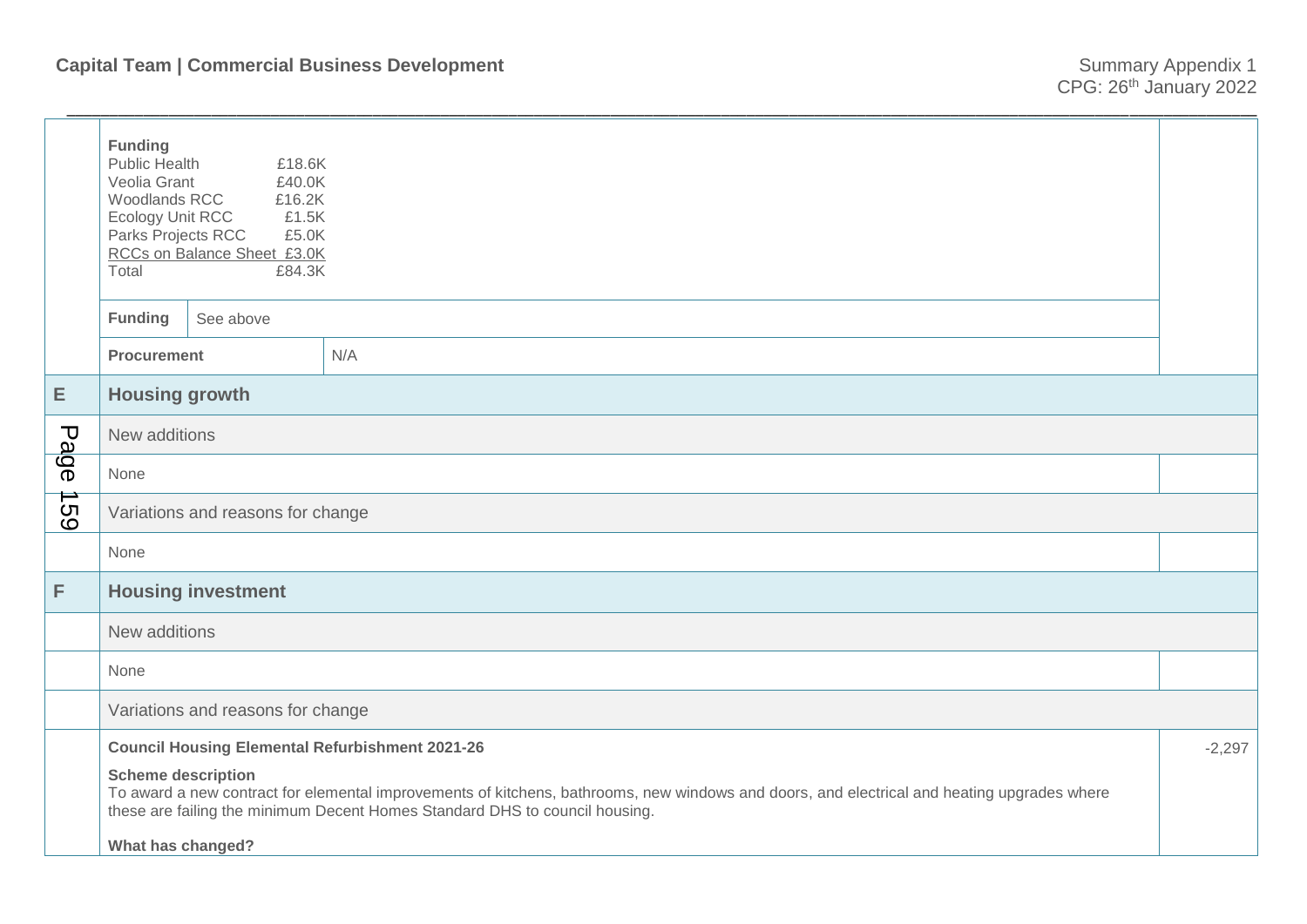| | | |
|---|---|---|
| | **Funding**<br>Public Health £18.6K<br>Veolia Grant £40.0K<br>Woodlands RCC £16.2K<br>Ecology Unit RCC £1.5K<br>Parks Projects RCC £5.0K<br>RCCs on Balance Sheet £3.0K<br>Total £84.3K | |
| | **Funding** See above | |
| | **Procurement** N/A | |
| **E** | **Housing growth** | |
| | New additions | |
| | None | |
| | Variations and reasons for change | |
| | None | |
| **F** | **Housing investment** | |
| | New additions | |
| | None | |
| | Variations and reasons for change | |
| | **Council Housing Elemental Refurbishment 2021-26**<br><br>**Scheme description**<br>To award a new contract for elemental improvements of kitchens, bathrooms, new windows and doors, and electrical and heating upgrades where these are failing the minimum Decent Homes Standard DHS to council housing.<br><br>**What has changed?** | -2,297 |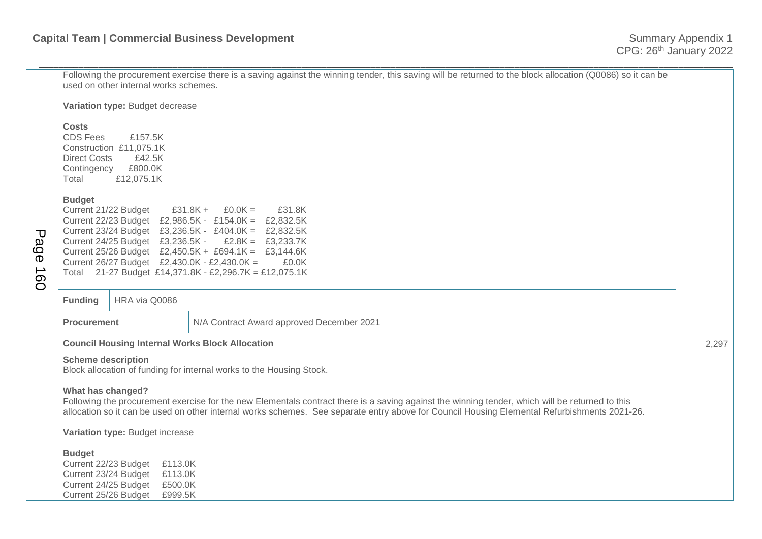Following the procurement exercise there is a saving against the winning tender, this saving will be returned to the block allocation (Q0086) so it can be used on other internal works schemes.

**Variation type:** Budget decrease

**Costs**

| | |
|---|---|
| CDS Fees | £157.5K |
| Construction | £11,075.1K |
| Direct Costs | £42.5K |
| Contingency | £800.0K |
| Total | £12,075.1K |

**Budget**

Current 21/22 Budget £31.8K + £0.0K = £31.8K
Current 22/23 Budget £2,986.5K - £154.0K = £2,832.5K
Current 23/24 Budget £3,236.5K - £404.0K = £2,832.5K
Current 24/25 Budget £3,236.5K - £2.8K = £3,233.7K
Current 25/26 Budget £2,450.5K + £694.1K = £3,144.6K
Current 26/27 Budget £2,430.0K - £2,430.0K = £0.0K
Total 21-27 Budget £14,371.8K - £2,296.7K = £12,075.1K

| | |
|---|---|
| **Funding** | HRA via Q0086 |
| **Procurement** | N/A Contract Award approved December 2021 |

**Council Housing Internal Works Block Allocation** — 2,297

**Scheme description**
Block allocation of funding for internal works to the Housing Stock.

**What has changed?**
Following the procurement exercise for the new Elementals contract there is a saving against the winning tender, which will be returned to this allocation so it can be used on other internal works schemes. See separate entry above for Council Housing Elemental Refurbishments 2021-26.

**Variation type:** Budget increase

**Budget**

Current 22/23 Budget £113.0K
Current 23/24 Budget £113.0K
Current 24/25 Budget £500.0K
Current 25/26 Budget £999.5K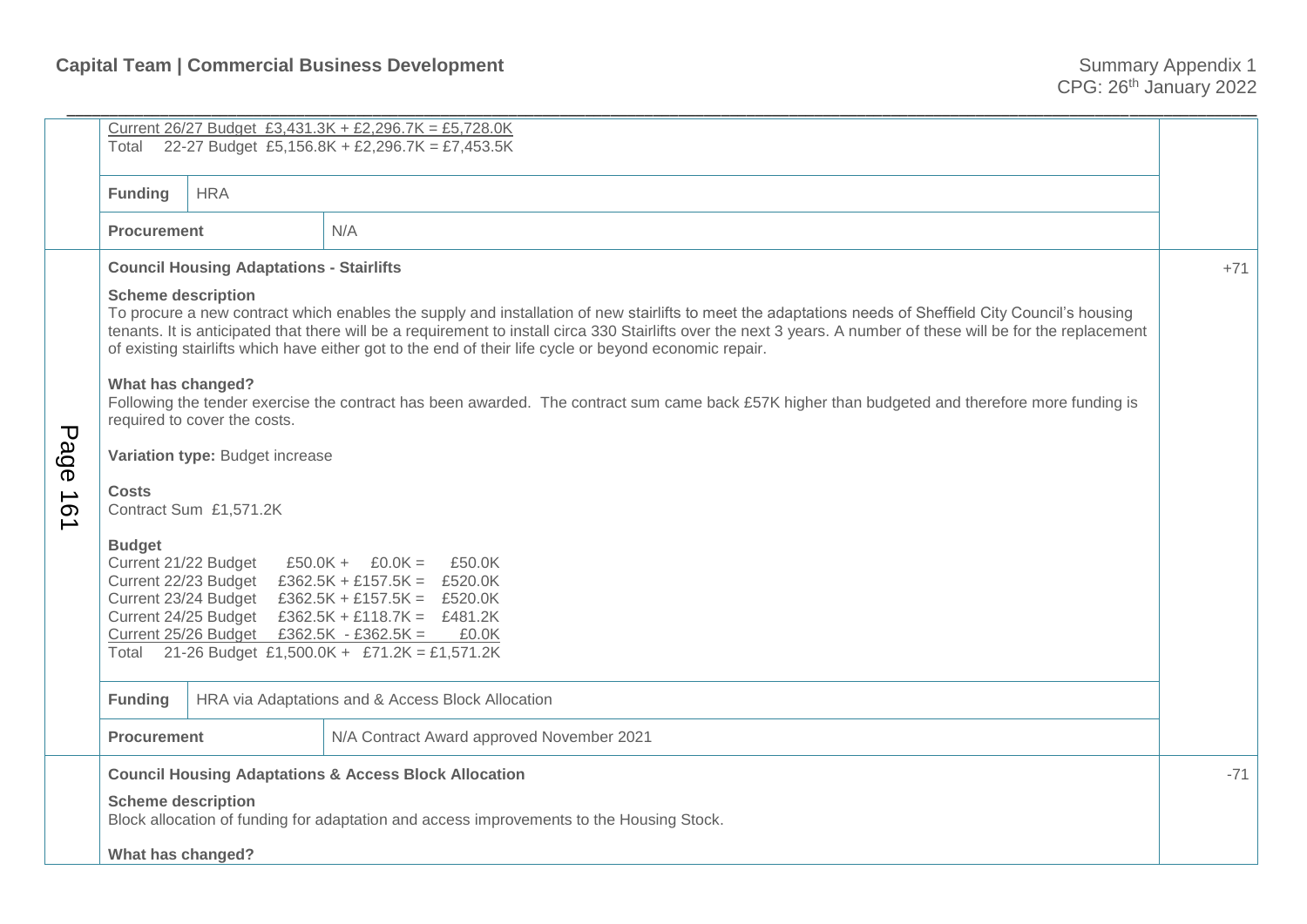Current 26/27 Budget £3,431.3K + £2,296.7K = £5,728.0K
Total 22-27 Budget £5,156.8K + £2,296.7K = £7,453.5K

| | |
|---|---|
| **Funding** | HRA |
| **Procurement** | N/A |

**Council Housing Adaptations - Stairlifts** — +71

**Scheme description**
To procure a new contract which enables the supply and installation of new stairlifts to meet the adaptations needs of Sheffield City Council's housing tenants. It is anticipated that there will be a requirement to install circa 330 Stairlifts over the next 3 years. A number of these will be for the replacement of existing stairlifts which have either got to the end of their life cycle or beyond economic repair.

**What has changed?**
Following the tender exercise the contract has been awarded. The contract sum came back £57K higher than budgeted and therefore more funding is required to cover the costs.

**Variation type:** Budget increase

**Costs**
Contract Sum £1,571.2K

**Budget**
Current 21/22 Budget £50.0K + £0.0K = £50.0K
Current 22/23 Budget £362.5K + £157.5K = £520.0K
Current 23/24 Budget £362.5K + £157.5K = £520.0K
Current 24/25 Budget £362.5K + £118.7K = £481.2K
Current 25/26 Budget £362.5K - £362.5K = £0.0K
Total 21-26 Budget £1,500.0K + £71.2K = £1,571.2K

| | |
|---|---|
| **Funding** | HRA via Adaptations and & Access Block Allocation |
| **Procurement** | N/A Contract Award approved November 2021 |

**Council Housing Adaptations & Access Block Allocation** — -71

**Scheme description**
Block allocation of funding for adaptation and access improvements to the Housing Stock.

**What has changed?**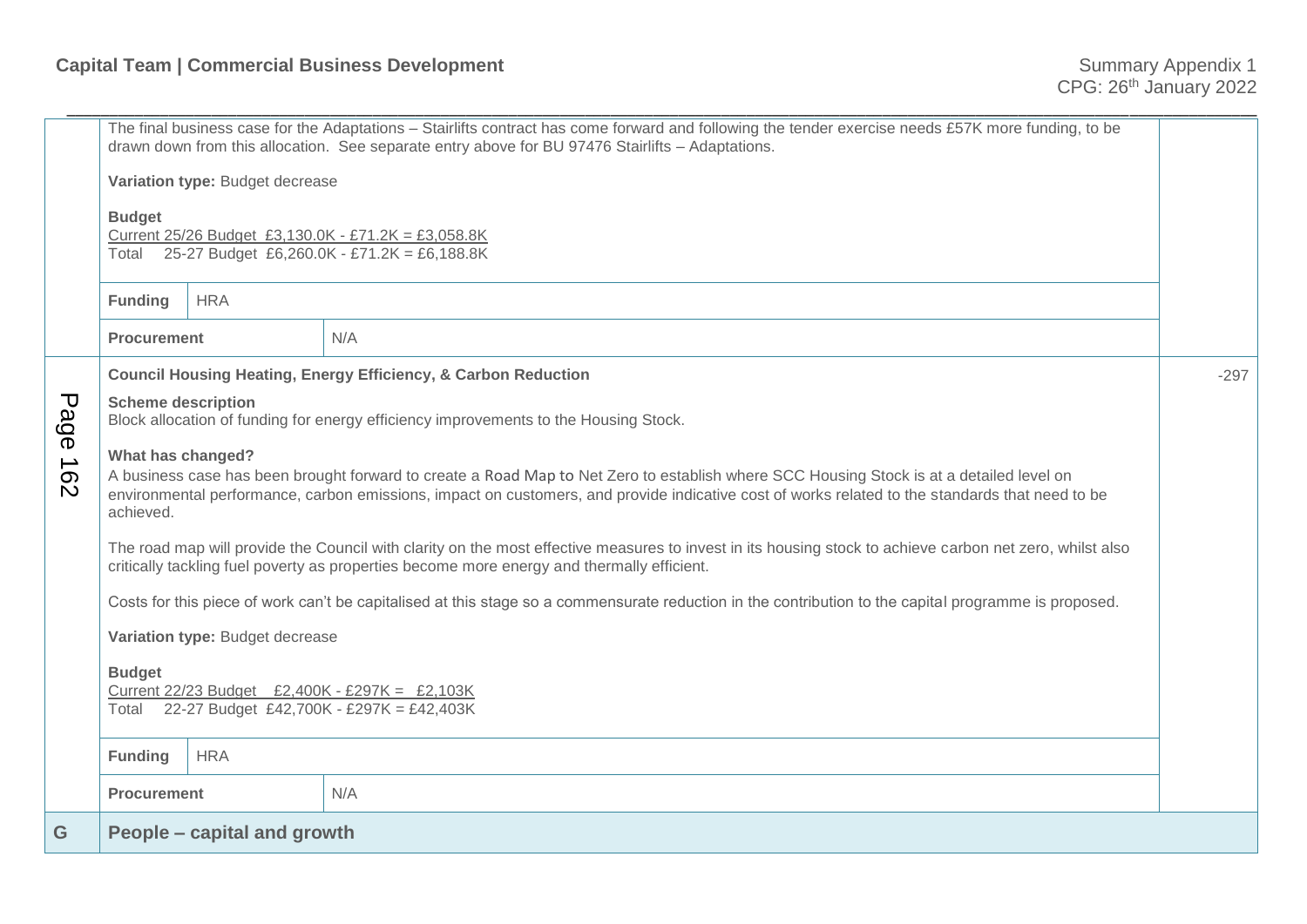| | | |
|---|---|---|
| | The final business case for the Adaptations – Stairlifts contract has come forward and following the tender exercise needs £57K more funding, to be drawn down from this allocation. See separate entry above for BU 97476 Stairlifts – Adaptations.<br><br>**Variation type:** Budget decrease<br><br>**Budget**<br>Current 25/26 Budget £3,130.0K - £71.2K = £3,058.8K<br>Total 25-27 Budget £6,260.0K - £71.2K = £6,188.8K<br><br>**Funding** HRA<br><br>**Procurement** N/A | |
| | **Council Housing Heating, Energy Efficiency, & Carbon Reduction**<br><br>**Scheme description**<br>Block allocation of funding for energy efficiency improvements to the Housing Stock.<br><br>**What has changed?**<br>A business case has been brought forward to create a Road Map to Net Zero to establish where SCC Housing Stock is at a detailed level on environmental performance, carbon emissions, impact on customers, and provide indicative cost of works related to the standards that need to be achieved.<br><br>The road map will provide the Council with clarity on the most effective measures to invest in its housing stock to achieve carbon net zero, whilst also critically tackling fuel poverty as properties become more energy and thermally efficient.<br><br>Costs for this piece of work can't be capitalised at this stage so a commensurate reduction in the contribution to the capital programme is proposed.<br><br>**Variation type:** Budget decrease<br><br>**Budget**<br>Current 22/23 Budget £2,400K - £297K = £2,103K<br>Total 22-27 Budget £42,700K - £297K = £42,403K<br><br>**Funding** HRA<br><br>**Procurement** N/A | -297 |
| **G** | **People – capital and growth** | |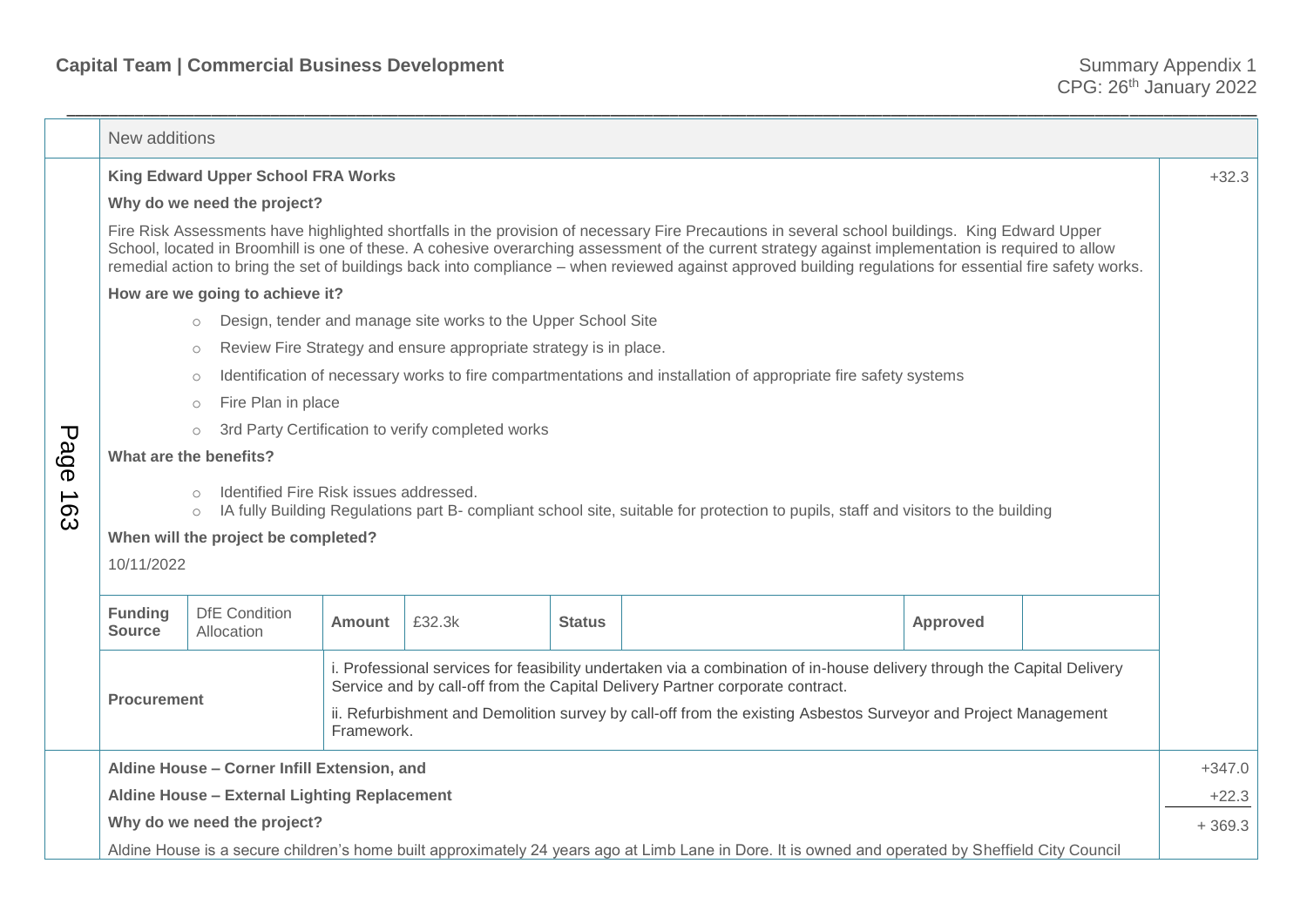| | New additions | |
|---|---|---|

### King Edward Upper School FRA Works

+32.3

**Why do we need the project?**

Fire Risk Assessments have highlighted shortfalls in the provision of necessary Fire Precautions in several school buildings. King Edward Upper School, located in Broomhill is one of these. A cohesive overarching assessment of the current strategy against implementation is required to allow remedial action to bring the set of buildings back into compliance – when reviewed against approved building regulations for essential fire safety works.

**How are we going to achieve it?**

- Design, tender and manage site works to the Upper School Site
- Review Fire Strategy and ensure appropriate strategy is in place.
- Identification of necessary works to fire compartmentations and installation of appropriate fire safety systems
- Fire Plan in place
- 3rd Party Certification to verify completed works

**What are the benefits?**

- Identified Fire Risk issues addressed.
- IA fully Building Regulations part B- compliant school site, suitable for protection to pupils, staff and visitors to the building

**When will the project be completed?**

10/11/2022

| **Funding Source** | DfE Condition Allocation | **Amount** | £32.3k | **Status** | | **Approved** | |
|---|---|---|---|---|---|---|---|
| **Procurement** | | i. Professional services for feasibility undertaken via a combination of in-house delivery through the Capital Delivery Service and by call-off from the Capital Delivery Partner corporate contract.<br>ii. Refurbishment and Demolition survey by call-off from the existing Asbestos Surveyor and Project Management Framework. | | | | | |

### Aldine House – Corner Infill Extension, and

+347.0

### Aldine House – External Lighting Replacement

+22.3

+ 369.3

**Why do we need the project?**

Aldine House is a secure children's home built approximately 24 years ago at Limb Lane in Dore. It is owned and operated by Sheffield City Council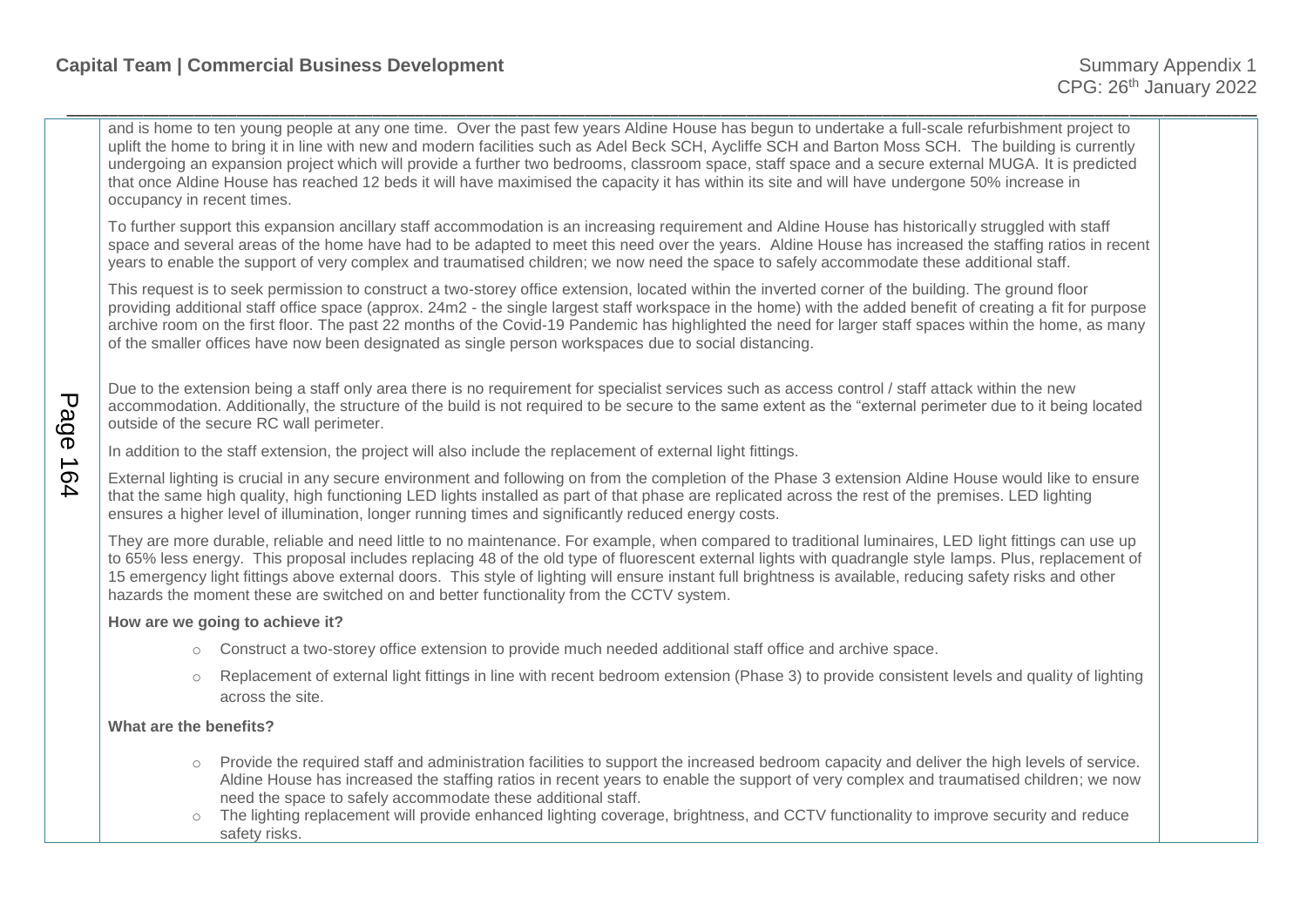and is home to ten young people at any one time. Over the past few years Aldine House has begun to undertake a full-scale refurbishment project to uplift the home to bring it in line with new and modern facilities such as Adel Beck SCH, Aycliffe SCH and Barton Moss SCH. The building is currently undergoing an expansion project which will provide a further two bedrooms, classroom space, staff space and a secure external MUGA. It is predicted that once Aldine House has reached 12 beds it will have maximised the capacity it has within its site and will have undergone 50% increase in occupancy in recent times.

To further support this expansion ancillary staff accommodation is an increasing requirement and Aldine House has historically struggled with staff space and several areas of the home have had to be adapted to meet this need over the years. Aldine House has increased the staffing ratios in recent years to enable the support of very complex and traumatised children; we now need the space to safely accommodate these additional staff.

This request is to seek permission to construct a two-storey office extension, located within the inverted corner of the building. The ground floor providing additional staff office space (approx. 24m2 - the single largest staff workspace in the home) with the added benefit of creating a fit for purpose archive room on the first floor. The past 22 months of the Covid-19 Pandemic has highlighted the need for larger staff spaces within the home, as many of the smaller offices have now been designated as single person workspaces due to social distancing.

Due to the extension being a staff only area there is no requirement for specialist services such as access control / staff attack within the new accommodation. Additionally, the structure of the build is not required to be secure to the same extent as the "external perimeter due to it being located outside of the secure RC wall perimeter.

In addition to the staff extension, the project will also include the replacement of external light fittings.

External lighting is crucial in any secure environment and following on from the completion of the Phase 3 extension Aldine House would like to ensure that the same high quality, high functioning LED lights installed as part of that phase are replicated across the rest of the premises. LED lighting ensures a higher level of illumination, longer running times and significantly reduced energy costs.

They are more durable, reliable and need little to no maintenance. For example, when compared to traditional luminaires, LED light fittings can use up to 65% less energy. This proposal includes replacing 48 of the old type of fluorescent external lights with quadrangle style lamps. Plus, replacement of 15 emergency light fittings above external doors. This style of lighting will ensure instant full brightness is available, reducing safety risks and other hazards the moment these are switched on and better functionality from the CCTV system.

**How are we going to achieve it?**

- Construct a two-storey office extension to provide much needed additional staff office and archive space.
- Replacement of external light fittings in line with recent bedroom extension (Phase 3) to provide consistent levels and quality of lighting across the site.

**What are the benefits?**

- Provide the required staff and administration facilities to support the increased bedroom capacity and deliver the high levels of service. Aldine House has increased the staffing ratios in recent years to enable the support of very complex and traumatised children; we now need the space to safely accommodate these additional staff.
- The lighting replacement will provide enhanced lighting coverage, brightness, and CCTV functionality to improve security and reduce safety risks.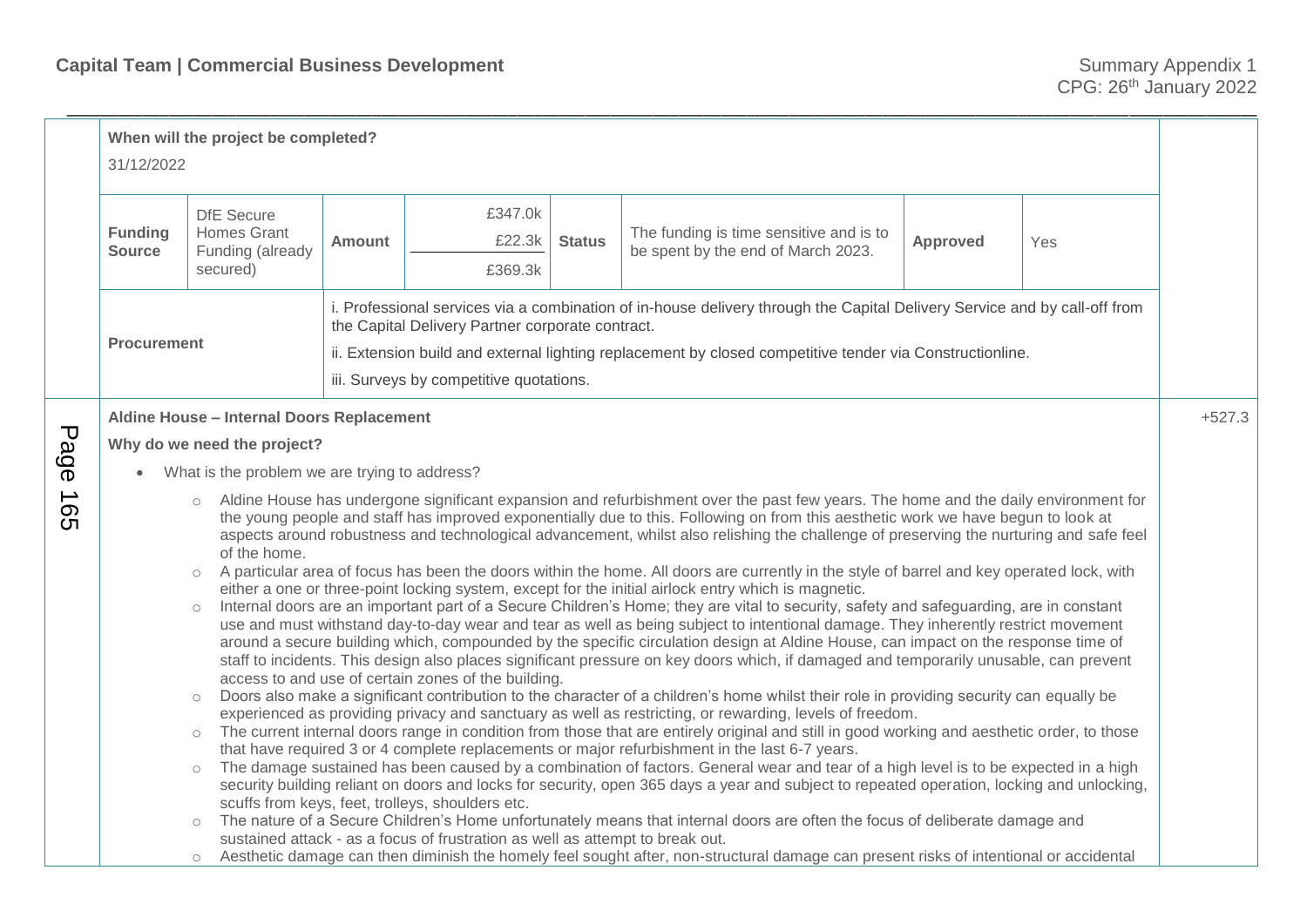| | | | | | | | | | |
|---|---|---|---|---|---|---|---|---|---|
| | **When will the project be completed?**<br>31/12/2022 | | | | | | | | |
| | **Funding Source** | DfE Secure Homes Grant Funding (already secured) | **Amount** | £347.0k<br>£22.3k<br>£369.3k | **Status** | The funding is time sensitive and is to be spent by the end of March 2023. | **Approved** | Yes | |
| | **Procurement** | | i. Professional services via a combination of in-house delivery through the Capital Delivery Service and by call-off from the Capital Delivery Partner corporate contract.<br>ii. Extension build and external lighting replacement by closed competitive tender via Constructionline.<br>iii. Surveys by competitive quotations. | | | | | | |

**Aldine House – Internal Doors Replacement** — +527.3

**Why do we need the project?**

- What is the problem we are trying to address?
  - Aldine House has undergone significant expansion and refurbishment over the past few years. The home and the daily environment for the young people and staff has improved exponentially due to this. Following on from this aesthetic work we have begun to look at aspects around robustness and technological advancement, whilst also relishing the challenge of preserving the nurturing and safe feel of the home.
  - A particular area of focus has been the doors within the home. All doors are currently in the style of barrel and key operated lock, with either a one or three-point locking system, except for the initial airlock entry which is magnetic.
  - Internal doors are an important part of a Secure Children's Home; they are vital to security, safety and safeguarding, are in constant use and must withstand day-to-day wear and tear as well as being subject to intentional damage. They inherently restrict movement around a secure building which, compounded by the specific circulation design at Aldine House, can impact on the response time of staff to incidents. This design also places significant pressure on key doors which, if damaged and temporarily unusable, can prevent access to and use of certain zones of the building.
  - Doors also make a significant contribution to the character of a children's home whilst their role in providing security can equally be experienced as providing privacy and sanctuary as well as restricting, or rewarding, levels of freedom.
  - The current internal doors range in condition from those that are entirely original and still in good working and aesthetic order, to those that have required 3 or 4 complete replacements or major refurbishment in the last 6-7 years.
  - The damage sustained has been caused by a combination of factors. General wear and tear of a high level is to be expected in a high security building reliant on doors and locks for security, open 365 days a year and subject to repeated operation, locking and unlocking, scuffs from keys, feet, trolleys, shoulders etc.
  - The nature of a Secure Children's Home unfortunately means that internal doors are often the focus of deliberate damage and sustained attack - as a focus of frustration as well as attempt to break out.
  - Aesthetic damage can then diminish the homely feel sought after, non-structural damage can present risks of intentional or accidental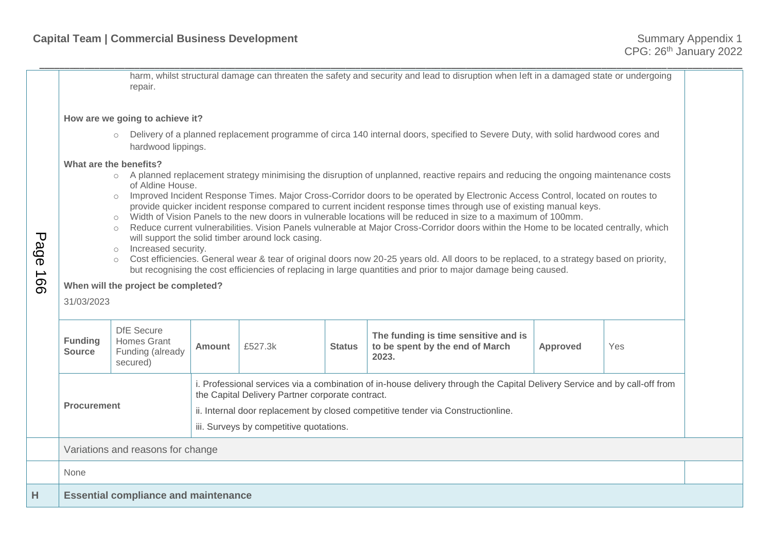harm, whilst structural damage can threaten the safety and security and lead to disruption when left in a damaged state or undergoing repair.

**How are we going to achieve it?**

- Delivery of a planned replacement programme of circa 140 internal doors, specified to Severe Duty, with solid hardwood cores and hardwood lippings.

**What are the benefits?**

- A planned replacement strategy minimising the disruption of unplanned, reactive repairs and reducing the ongoing maintenance costs of Aldine House.
- Improved Incident Response Times. Major Cross-Corridor doors to be operated by Electronic Access Control, located on routes to provide quicker incident response compared to current incident response times through use of existing manual keys.
- Width of Vision Panels to the new doors in vulnerable locations will be reduced in size to a maximum of 100mm.
- Reduce current vulnerabilities. Vision Panels vulnerable at Major Cross-Corridor doors within the Home to be located centrally, which will support the solid timber around lock casing.
- Increased security.
- Cost efficiencies. General wear & tear of original doors now 20-25 years old. All doors to be replaced, to a strategy based on priority, but recognising the cost efficiencies of replacing in large quantities and prior to major damage being caused.

**When will the project be completed?**

31/03/2023

| | | | | | | | |
|---|---|---|---|---|---|---|---|
| **Funding Source** | DfE Secure Homes Grant Funding (already secured) | **Amount** | £527.3k | **Status** | **The funding is time sensitive and is to be spent by the end of March 2023.** | **Approved** | Yes |
| **Procurement** | | i. Professional services via a combination of in-house delivery through the Capital Delivery Service and by call-off from the Capital Delivery Partner corporate contract.<br>ii. Internal door replacement by closed competitive tender via Constructionline.<br>iii. Surveys by competitive quotations. | | | | | |

| | |
|---|---|
| | Variations and reasons for change |
| | None |
| **H** | **Essential compliance and maintenance** |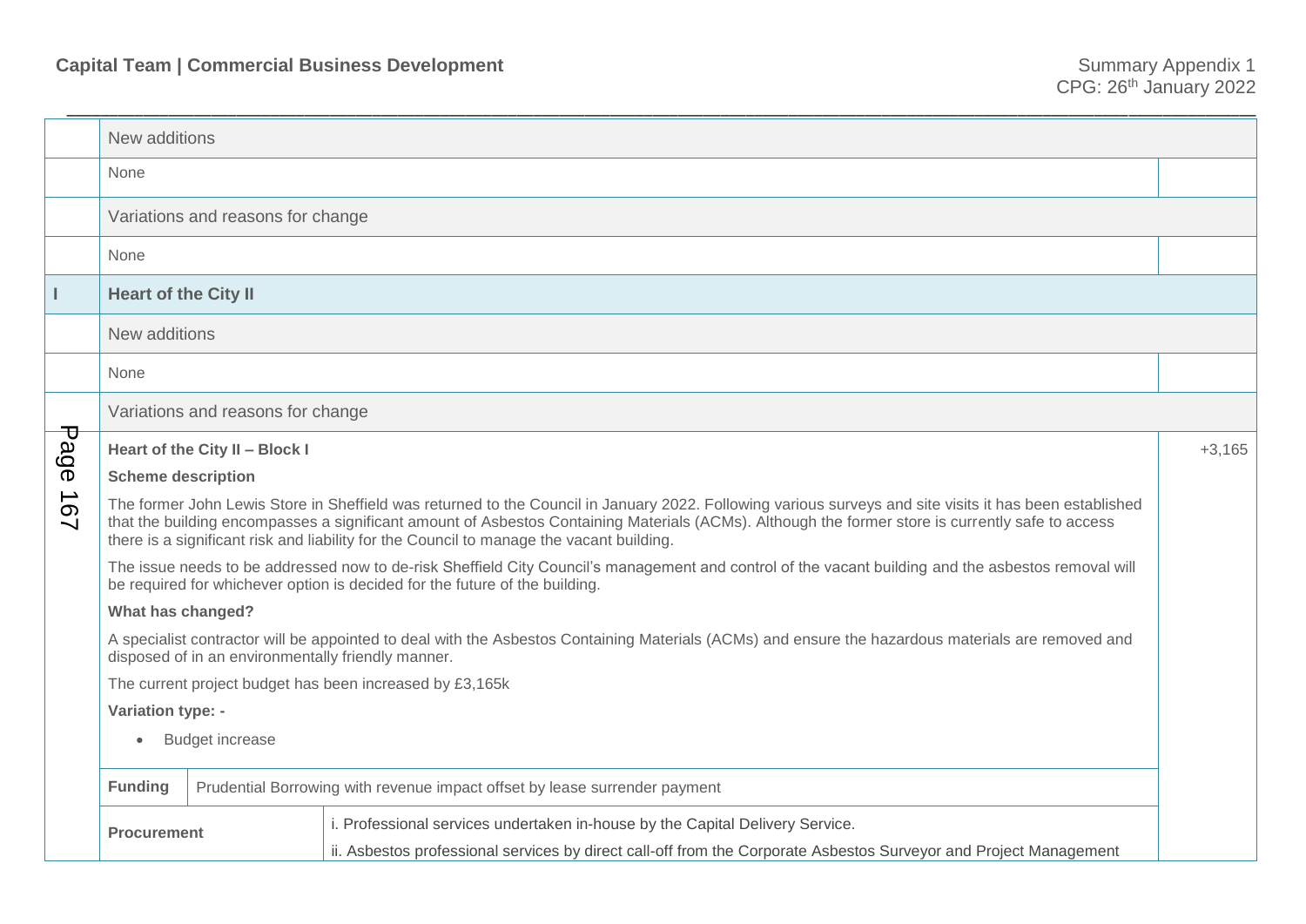| | | |
|---|---|---|
| | New additions | |
| | None | |
| | Variations and reasons for change | |
| | None | |
| **I** | **Heart of the City II** | |
| | New additions | |
| | None | |
| | Variations and reasons for change | |
| | **Heart of the City II – Block I**<br><br>**Scheme description**<br><br>The former John Lewis Store in Sheffield was returned to the Council in January 2022. Following various surveys and site visits it has been established that the building encompasses a significant amount of Asbestos Containing Materials (ACMs). Although the former store is currently safe to access there is a significant risk and liability for the Council to manage the vacant building.<br><br>The issue needs to be addressed now to de-risk Sheffield City Council's management and control of the vacant building and the asbestos removal will be required for whichever option is decided for the future of the building.<br><br>**What has changed?**<br><br>A specialist contractor will be appointed to deal with the Asbestos Containing Materials (ACMs) and ensure the hazardous materials are removed and disposed of in an environmentally friendly manner.<br><br>The current project budget has been increased by £3,165k<br><br>**Variation type: -**<br><br>• Budget increase<br><br>**Funding**: Prudential Borrowing with revenue impact offset by lease surrender payment<br><br>**Procurement**: i. Professional services undertaken in-house by the Capital Delivery Service.<br>ii. Asbestos professional services by direct call-off from the Corporate Asbestos Surveyor and Project Management | +3,165 |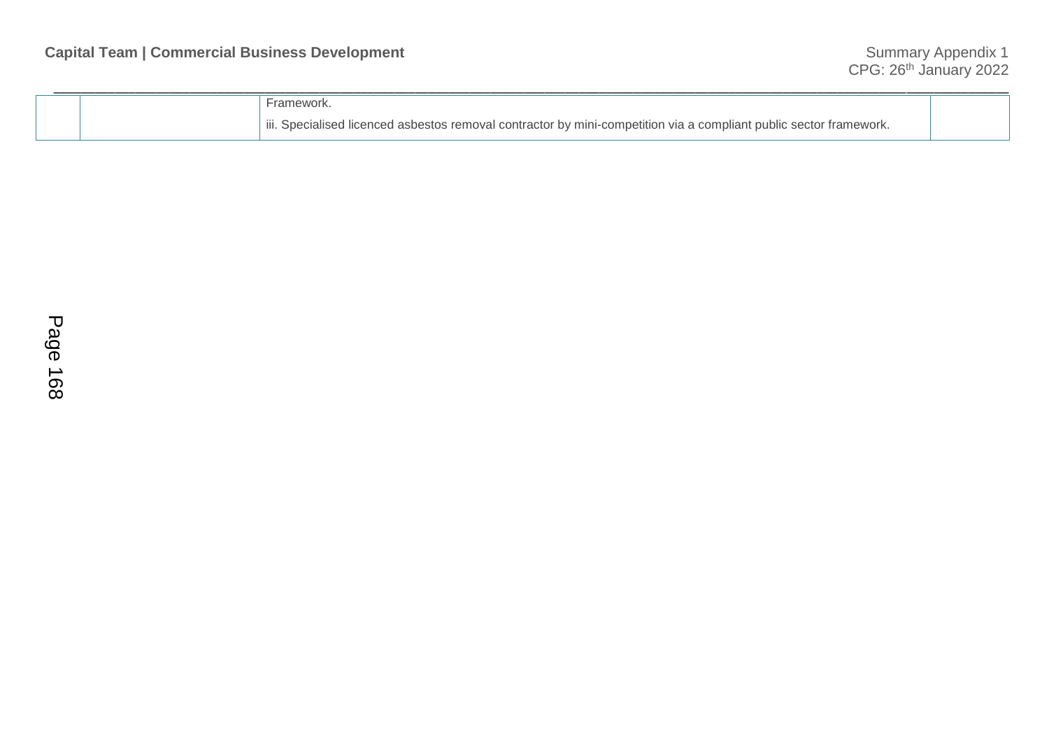| | | | |
|---|---|---|---|
| | | Framework.<br><br>iii. Specialised licenced asbestos removal contractor by mini-competition via a compliant public sector framework. | |